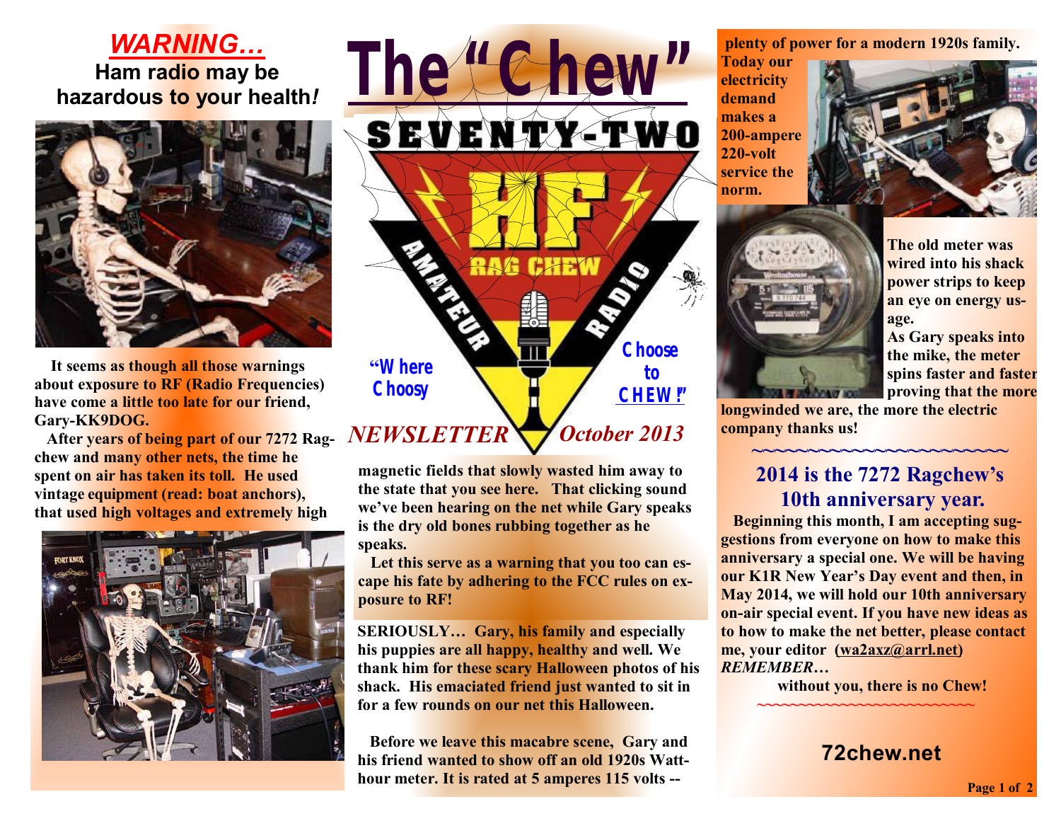# The "Chew"

SEVENTY-TWO

HF RAG CHEW AMATEUR RADIO

"Where Choosy Choose to CHEW!"

*NEWSLETTER* *October 2013*

## *WARNING…*

**Ham radio may be hazardous to your health!**

**It seems as though all those warnings about exposure to RF (Radio Frequencies) have come a little too late for our friend, Gary-KK9DOG.**

**After years of being part of our 7272 Ragchew and many other nets, the time he spent on air has taken its toll. He used vintage equipment (read: boat anchors), that used high voltages and extremely high magnetic fields that slowly wasted him away to the state that you see here. That clicking sound we've been hearing on the net while Gary speaks is the dry old bones rubbing together as he speaks.**

**Let this serve as a warning that you too can escape his fate by adhering to the FCC rules on exposure to RF!**

**SERIOUSLY… Gary, his family and especially his puppies are all happy, healthy and well. We thank him for these scary Halloween photos of his shack. His emaciated friend just wanted to sit in for a few rounds on our net this Halloween.**

**Before we leave this macabre scene, Gary and his friend wanted to show off an old 1920s Watt-hour meter. It is rated at 5 amperes 115 volts -- plenty of power for a modern 1920s family. Today our electricity demand makes a 200-ampere 220-volt service the norm.**

**The old meter was wired into his shack power strips to keep an eye on energy usage. As Gary speaks into the mike, the meter spins faster and faster proving that the more longwinded we are, the more the electric company thanks us!**

~~~~~~~~~~~~~~~~~~~~~~~~

## 2014 is the 7272 Ragchew's 10th anniversary year.

**Beginning this month, I am accepting suggestions from everyone on how to make this anniversary a special one. We will be having our K1R New Year's Day event and then, in May 2014, we will hold our 10th anniversary on-air special event. If you have new ideas as to how to make the net better, please contact me, your editor (wa2axz@arrl.net)**

***REMEMBER…***

**without you, there is no Chew!**

~~~~~~~~~~~~~~~~~~~~~~~~

**72chew.net**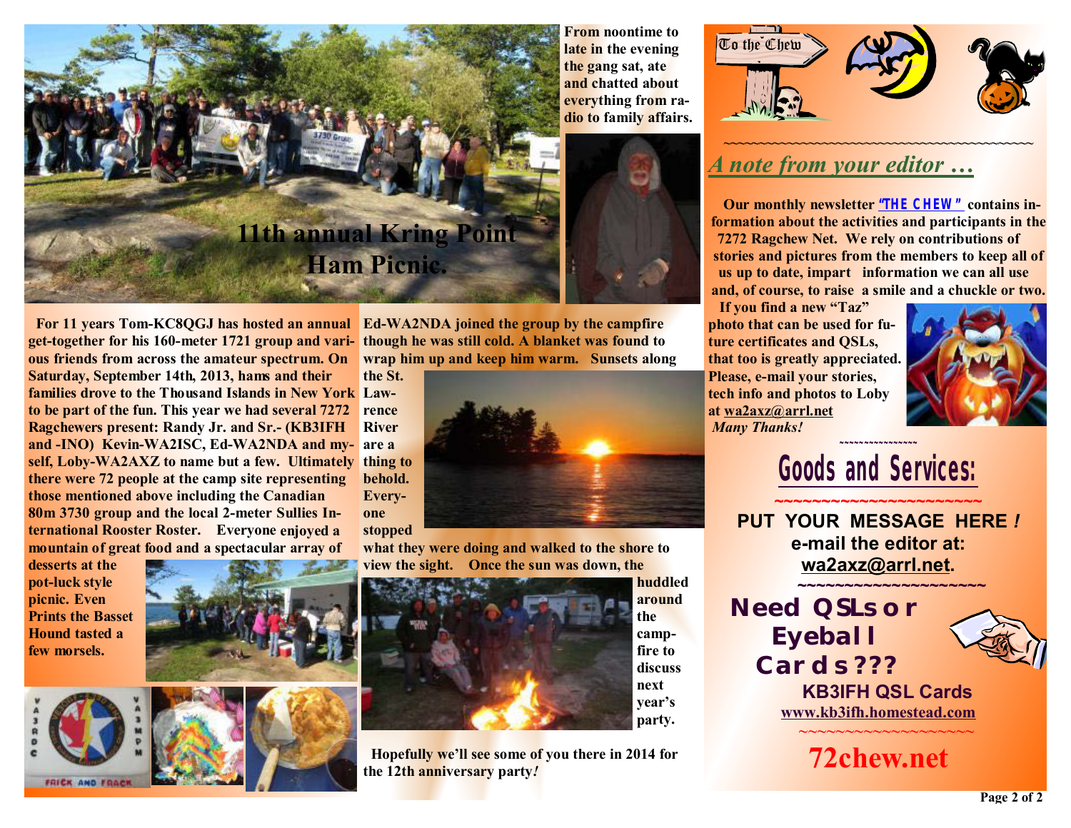# 11th annual Kring Point Ham Picnic.

**From noontime to late in the evening the gang sat, ate and chatted about everything from radio to family affairs.**

**For 11 years Tom-KC8QGJ has hosted an annual get-together for his 160-meter 1721 group and various friends from across the amateur spectrum. On Saturday, September 14th, 2013, hams and their families drove to the Thousand Islands in New York to be part of the fun. This year we had several 7272 Ragchewers present: Randy Jr. and Sr.- (KB3IFH and -INO) Kevin-WA2ISC, Ed-WA2NDA and myself, Loby-WA2AXZ to name but a few. Ultimately there were 72 people at the camp site representing those mentioned above including the Canadian 80m 3730 group and the local 2-meter Sullies International Rooster Roster. Everyone enjoyed a mountain of great food and a spectacular array of desserts at the pot-luck style picnic. Even Prints the Basset Hound tasted a few morsels.**

**Ed-WA2NDA joined the group by the campfire though he was still cold. A blanket was found to wrap him up and keep him warm. Sunsets along the St. Lawrence River are a thing to behold. Everyone stopped what they were doing and walked to the shore to view the sight. Once the sun was down, the huddled around the campfire to discuss next year's party.**

**Hopefully we'll see some of you there in 2014 for the 12th anniversary party!**

## *A note from your editor …*

**Our monthly newsletter "THE CHEW" contains information about the activities and participants in the 7272 Ragchew Net. We rely on contributions of stories and pictures from the members to keep all of us up to date, impart information we can all use and, of course, to raise a smile and a chuckle or two.**

**If you find a new "Taz" photo that can be used for future certificates and QSLs, that too is greatly appreciated. Please, e-mail your stories, tech info and photos to Loby at wa2axz@arrl.net**

***Many Thanks!***

## Goods and Services:

**PUT YOUR MESSAGE HERE!**
**e-mail the editor at:**
**wa2axz@arrl.net.**

**Need QSLs or Eyeball Cards???**

**KB3IFH QSL Cards**
**www.kb3ifh.homestead.com**

# 72chew.net